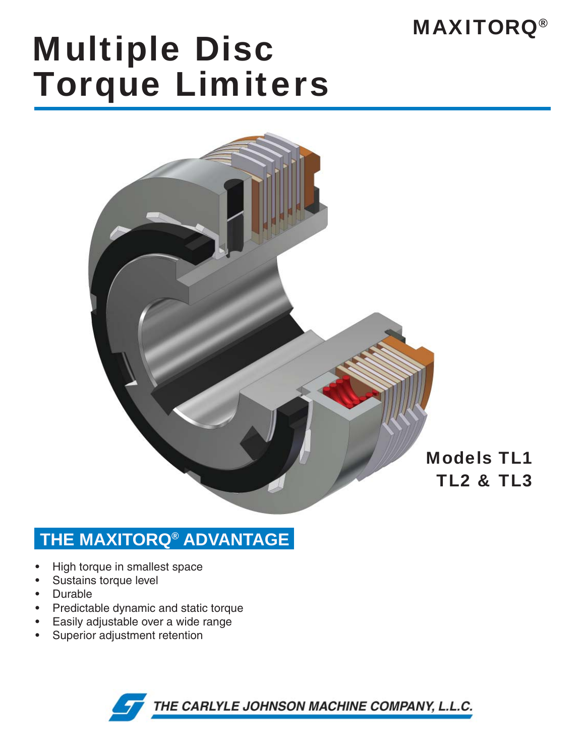MAXITORQ®

# Multiple Disc Torque Limiters

Models TL1 TL2 & TL3

## THE MAXITORQ® ADVANTAGE

- High torque in smallest space
- Sustains torque level
- Durable
- Predictable dynamic and static torque
- Easily adjustable over a wide range
- Superior adjustment retention

THE CARLYLE JOHNSON MACHINE COMPANY, L.L.C.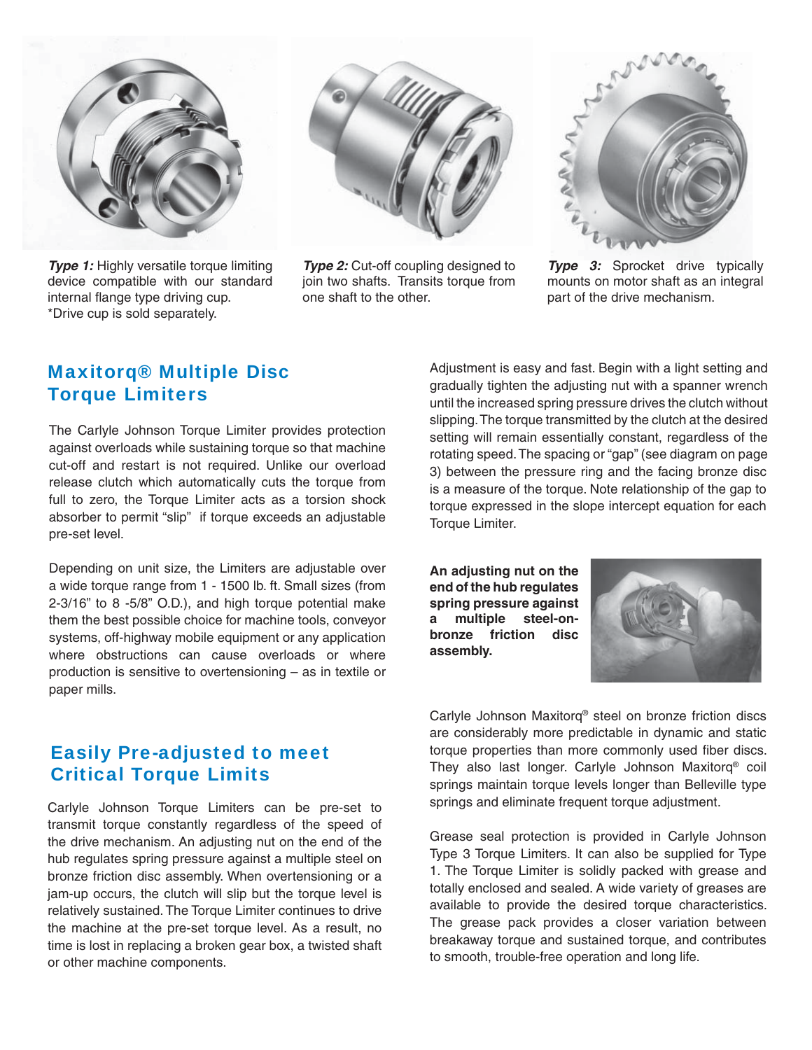***Type 1:*** Highly versatile torque limiting device compatible with our standard internal flange type driving cup.
*Drive cup is sold separately.

***Type 2:*** Cut-off coupling designed to join two shafts. Transits torque from one shaft to the other.

***Type 3:*** Sprocket drive typically mounts on motor shaft as an integral part of the drive mechanism.

## Maxitorq® Multiple Disc Torque Limiters

The Carlyle Johnson Torque Limiter provides protection against overloads while sustaining torque so that machine cut-off and restart is not required. Unlike our overload release clutch which automatically cuts the torque from full to zero, the Torque Limiter acts as a torsion shock absorber to permit "slip" if torque exceeds an adjustable pre-set level.

Depending on unit size, the Limiters are adjustable over a wide torque range from 1 - 1500 lb. ft. Small sizes (from 2-3/16" to 8 -5/8" O.D.), and high torque potential make them the best possible choice for machine tools, conveyor systems, off-highway mobile equipment or any application where obstructions can cause overloads or where production is sensitive to overtensioning – as in textile or paper mills.

## Easily Pre-adjusted to meet Critical Torque Limits

Carlyle Johnson Torque Limiters can be pre-set to transmit torque constantly regardless of the speed of the drive mechanism. An adjusting nut on the end of the hub regulates spring pressure against a multiple steel on bronze friction disc assembly. When overtensioning or a jam-up occurs, the clutch will slip but the torque level is relatively sustained. The Torque Limiter continues to drive the machine at the pre-set torque level. As a result, no time is lost in replacing a broken gear box, a twisted shaft or other machine components.

Adjustment is easy and fast. Begin with a light setting and gradually tighten the adjusting nut with a spanner wrench until the increased spring pressure drives the clutch without slipping. The torque transmitted by the clutch at the desired setting will remain essentially constant, regardless of the rotating speed. The spacing or "gap" (see diagram on page 3) between the pressure ring and the facing bronze disc is a measure of the torque. Note relationship of the gap to torque expressed in the slope intercept equation for each Torque Limiter.

**An adjusting nut on the end of the hub regulates spring pressure against a multiple steel-on-bronze friction disc assembly.**

Carlyle Johnson Maxitorq® steel on bronze friction discs are considerably more predictable in dynamic and static torque properties than more commonly used fiber discs. They also last longer. Carlyle Johnson Maxitorq® coil springs maintain torque levels longer than Belleville type springs and eliminate frequent torque adjustment.

Grease seal protection is provided in Carlyle Johnson Type 3 Torque Limiters. It can also be supplied for Type 1. The Torque Limiter is solidly packed with grease and totally enclosed and sealed. A wide variety of greases are available to provide the desired torque characteristics. The grease pack provides a closer variation between breakaway torque and sustained torque, and contributes to smooth, trouble-free operation and long life.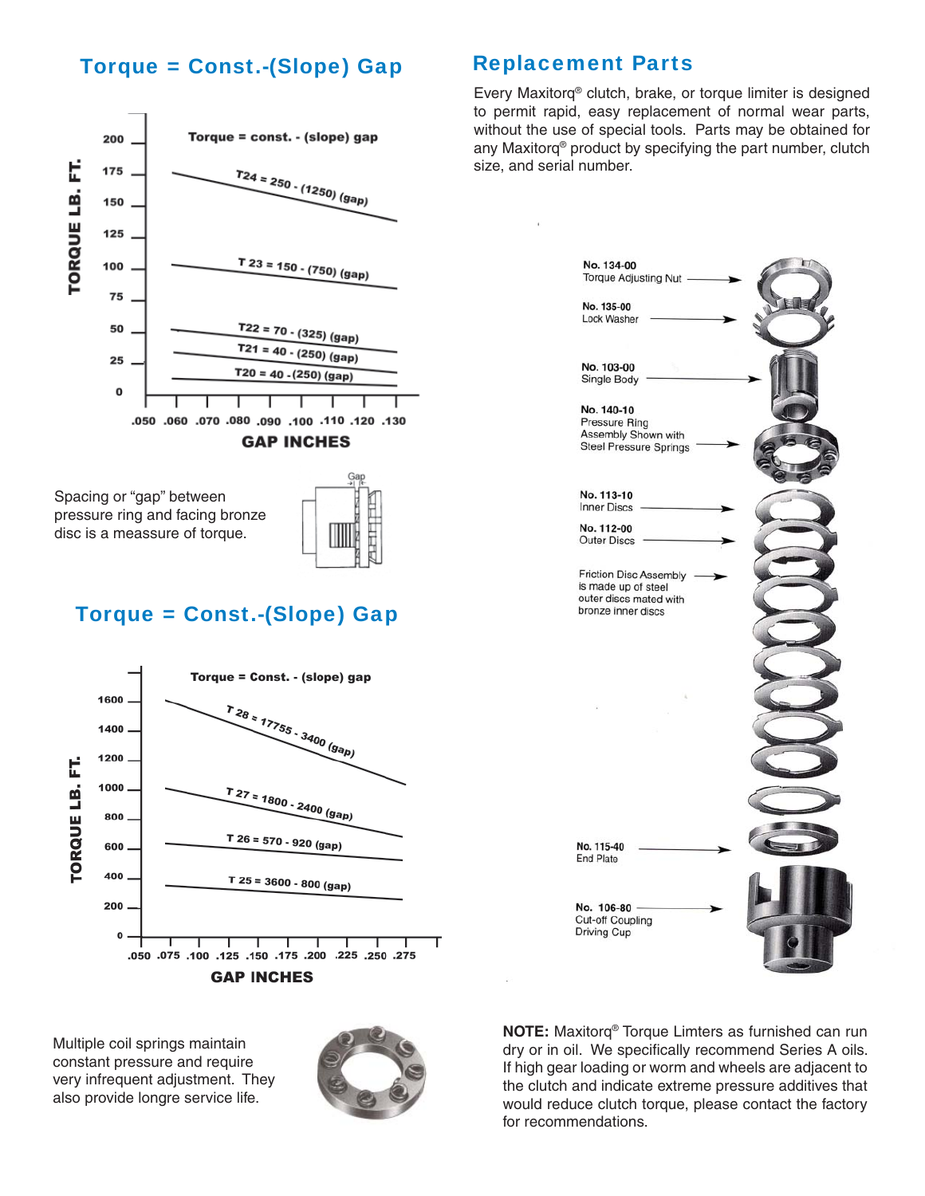## Torque = Const.-(Slope) Gap

Torque = const. - (slope) gap

T24 = 250 - (1250) (gap)

T 23 = 150 - (750) (gap)

T22 = 70 - (325) (gap)

T21 = 40 - (250) (gap)

T20 = 40 - (250) (gap)

TORQUE LB. FT.

GAP INCHES

Spacing or "gap" between pressure ring and facing bronze disc is a meassure of torque.

## Torque = Const.-(Slope) Gap

Torque = Const. - (slope) gap

T 28 = 17755 - 3400 (gap)

T 27 = 1800 - 2400 (gap)

T 26 = 570 - 920 (gap)

T 25 = 3600 - 800 (gap)

TORQUE LB. FT.

GAP INCHES

Multiple coil springs maintain constant pressure and require very infrequent adjustment. They also provide longre service life.

## Replacement Parts

Every Maxitorq® clutch, brake, or torque limiter is designed to permit rapid, easy replacement of normal wear parts, without the use of special tools. Parts may be obtained for any Maxitorq® product by specifying the part number, clutch size, and serial number.

**No. 134-00** Torque Adjusting Nut

**No. 135-00** Lock Washer

**No. 103-00** Single Body

**No. 140-10** Pressure Ring Assembly Shown with Steel Pressure Springs

**No. 113-10** Inner Discs

**No. 112-00** Outer Discs

Friction Disc Assembly is made up of steel outer discs mated with bronze inner discs

**No. 115-40** End Plate

**No. 106-80** Cut-off Coupling Driving Cup

**NOTE:** Maxitorq® Torque Limters as furnished can run dry or in oil. We specifically recommend Series A oils. If high gear loading or worm and wheels are adjacent to the clutch and indicate extreme pressure additives that would reduce clutch torque, please contact the factory for recommendations.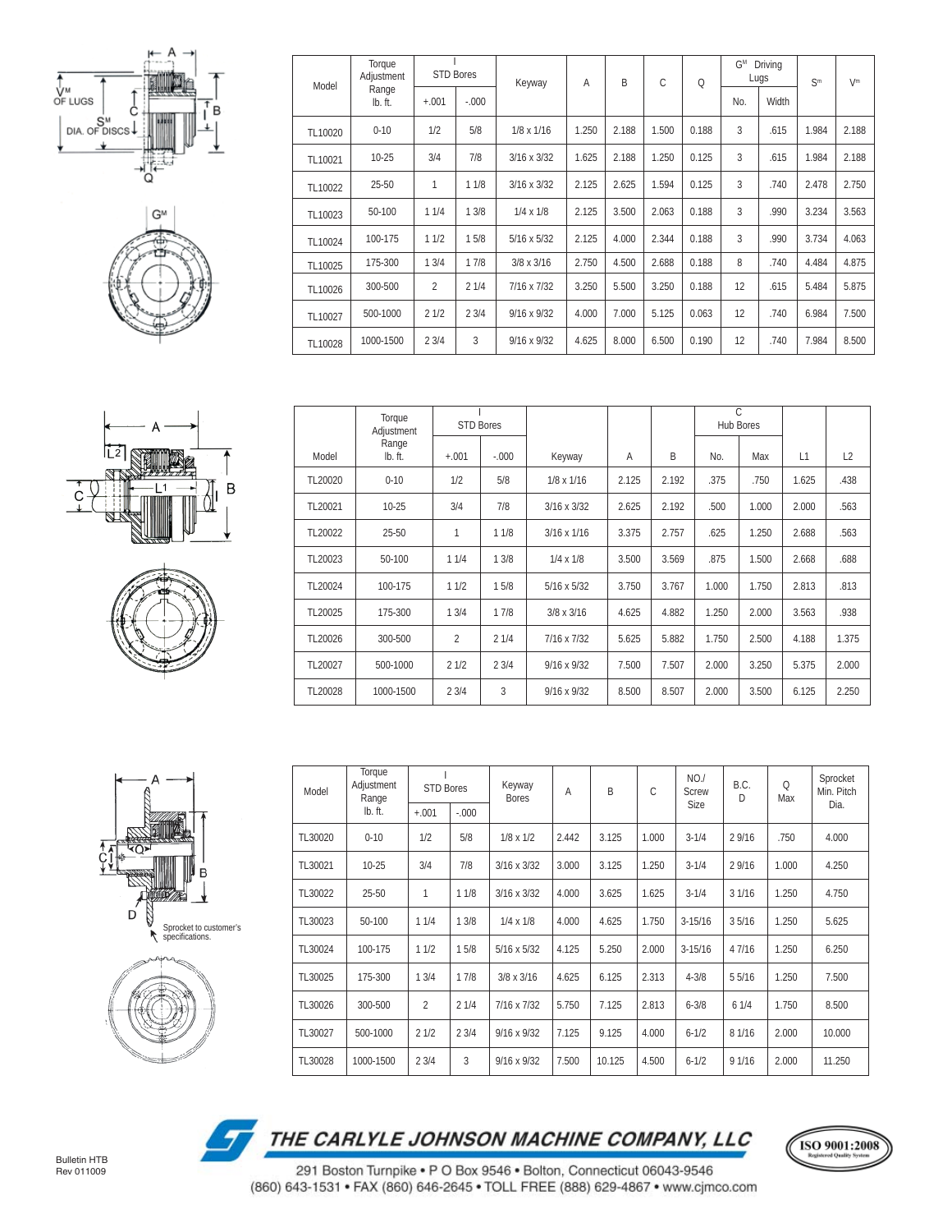| Model | Torque Adjustment Range lb. ft. | I STD Bores | | Keyway | A | B | C | Q | $G^M$ Driving Lugs | | $S^m$ | $V^m$ |
|---|---|---|---|---|---|---|---|---|---|---|---|---|
| | | +.001 | -.000 | | | | | | No. | Width | | |
| TL10020 | 0-10 | 1/2 | 5/8 | 1/8 x 1/16 | 1.250 | 2.188 | 1.500 | 0.188 | 3 | .615 | 1.984 | 2.188 |
| TL10021 | 10-25 | 3/4 | 7/8 | 3/16 x 3/32 | 1.625 | 2.188 | 1.250 | 0.125 | 3 | .615 | 1.984 | 2.188 |
| TL10022 | 25-50 | 1 | 1 1/8 | 3/16 x 3/32 | 2.125 | 2.625 | 1.594 | 0.125 | 3 | .740 | 2.478 | 2.750 |
| TL10023 | 50-100 | 1 1/4 | 1 3/8 | 1/4 x 1/8 | 2.125 | 3.500 | 2.063 | 0.188 | 3 | .990 | 3.234 | 3.563 |
| TL10024 | 100-175 | 1 1/2 | 1 5/8 | 5/16 x 5/32 | 2.125 | 4.000 | 2.344 | 0.188 | 3 | .990 | 3.734 | 4.063 |
| TL10025 | 175-300 | 1 3/4 | 1 7/8 | 3/8 x 3/16 | 2.750 | 4.500 | 2.688 | 0.188 | 8 | .740 | 4.484 | 4.875 |
| TL10026 | 300-500 | 2 | 2 1/4 | 7/16 x 7/32 | 3.250 | 5.500 | 3.250 | 0.188 | 12 | .615 | 5.484 | 5.875 |
| TL10027 | 500-1000 | 2 1/2 | 2 3/4 | 9/16 x 9/32 | 4.000 | 7.000 | 5.125 | 0.063 | 12 | .740 | 6.984 | 7.500 |
| TL10028 | 1000-1500 | 2 3/4 | 3 | 9/16 x 9/32 | 4.625 | 8.000 | 6.500 | 0.190 | 12 | .740 | 7.984 | 8.500 |

| Model | Torque Adjustment Range lb. ft. | I STD Bores | | Keyway | A | B | C Hub Bores | | L1 | L2 |
|---|---|---|---|---|---|---|---|---|---|---|
| | | +.001 | -.000 | | | | No. | Max | | |
| TL20020 | 0-10 | 1/2 | 5/8 | 1/8 x 1/16 | 2.125 | 2.192 | .375 | .750 | 1.625 | .438 |
| TL20021 | 10-25 | 3/4 | 7/8 | 3/16 x 3/32 | 2.625 | 2.192 | .500 | 1.000 | 2.000 | .563 |
| TL20022 | 25-50 | 1 | 1 1/8 | 3/16 x 1/16 | 3.375 | 2.757 | .625 | 1.250 | 2.688 | .563 |
| TL20023 | 50-100 | 1 1/4 | 1 3/8 | 1/4 x 1/8 | 3.500 | 3.569 | .875 | 1.500 | 2.668 | .688 |
| TL20024 | 100-175 | 1 1/2 | 1 5/8 | 5/16 x 5/32 | 3.750 | 3.767 | 1.000 | 1.750 | 2.813 | .813 |
| TL20025 | 175-300 | 1 3/4 | 1 7/8 | 3/8 x 3/16 | 4.625 | 4.882 | 1.250 | 2.000 | 3.563 | .938 |
| TL20026 | 300-500 | 2 | 2 1/4 | 7/16 x 7/32 | 5.625 | 5.882 | 1.750 | 2.500 | 4.188 | 1.375 |
| TL20027 | 500-1000 | 2 1/2 | 2 3/4 | 9/16 x 9/32 | 7.500 | 7.507 | 2.000 | 3.250 | 5.375 | 2.000 |
| TL20028 | 1000-1500 | 2 3/4 | 3 | 9/16 x 9/32 | 8.500 | 8.507 | 2.000 | 3.500 | 6.125 | 2.250 |

| Model | Torque Adjustment Range lb. ft. | I STD Bores | | Keyway Bores | A | B | C | NO./ Screw Size | B.C. D | Q Max | Sprocket Min. Pitch Dia. |
|---|---|---|---|---|---|---|---|---|---|---|---|
| | | +.001 | -.000 | | | | | | | | |
| TL30020 | 0-10 | 1/2 | 5/8 | 1/8 x 1/2 | 2.442 | 3.125 | 1.000 | 3-1/4 | 2 9/16 | .750 | 4.000 |
| TL30021 | 10-25 | 3/4 | 7/8 | 3/16 x 3/32 | 3.000 | 3.125 | 1.250 | 3-1/4 | 2 9/16 | 1.000 | 4.250 |
| TL30022 | 25-50 | 1 | 1 1/8 | 3/16 x 3/32 | 4.000 | 3.625 | 1.625 | 3-1/4 | 3 1/16 | 1.250 | 4.750 |
| TL30023 | 50-100 | 1 1/4 | 1 3/8 | 1/4 x 1/8 | 4.000 | 4.625 | 1.750 | 3-15/16 | 3 5/16 | 1.250 | 5.625 |
| TL30024 | 100-175 | 1 1/2 | 1 5/8 | 5/16 x 5/32 | 4.125 | 5.250 | 2.000 | 3-15/16 | 4 7/16 | 1.250 | 6.250 |
| TL30025 | 175-300 | 1 3/4 | 1 7/8 | 3/8 x 3/16 | 4.625 | 6.125 | 2.313 | 4-3/8 | 5 5/16 | 1.250 | 7.500 |
| TL30026 | 300-500 | 2 | 2 1/4 | 7/16 x 7/32 | 5.750 | 7.125 | 2.813 | 6-3/8 | 6 1/4 | 1.750 | 8.500 |
| TL30027 | 500-1000 | 2 1/2 | 2 3/4 | 9/16 x 9/32 | 7.125 | 9.125 | 4.000 | 6-1/2 | 8 1/16 | 2.000 | 10.000 |
| TL30028 | 1000-1500 | 2 3/4 | 3 | 9/16 x 9/32 | 7.500 | 10.125 | 4.500 | 6-1/2 | 9 1/16 | 2.000 | 11.250 |

Sprocket to customer's specifications.

**THE CARLYLE JOHNSON MACHINE COMPANY, LLC**

291 Boston Turnpike • P O Box 9546 • Bolton, Connecticut 06043-9546
(860) 643-1531 • FAX (860) 646-2645 • TOLL FREE (888) 629-4867 • www.cjmco.com

ISO 9001:2008 Registered Quality System

Bulletin HTB
Rev 011009